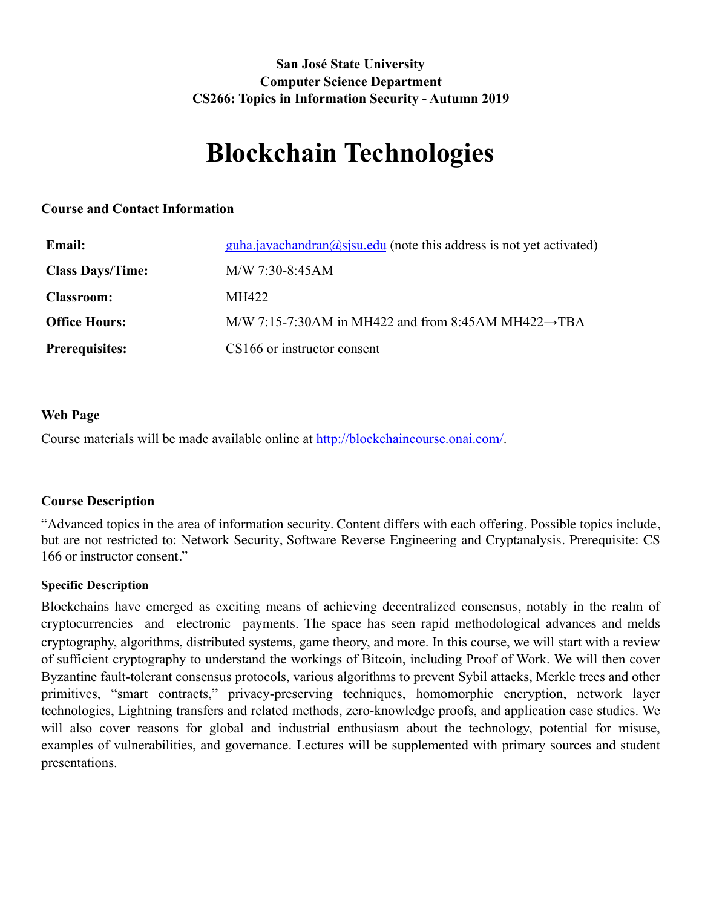**San José State University**
**Computer Science Department**
**CS266: Topics in Information Security - Autumn 2019**

# Blockchain Technologies

### Course and Contact Information

| | |
|---|---|
| **Email:** | guha.jayachandran@sjsu.edu (note this address is not yet activated) |
| **Class Days/Time:** | M/W 7:30-8:45AM |
| **Classroom:** | MH422 |
| **Office Hours:** | M/W 7:15-7:30AM in MH422 and from 8:45AM MH422→TBA |
| **Prerequisites:** | CS166 or instructor consent |

### Web Page

Course materials will be made available online at http://blockchaincourse.onai.com/.

### Course Description

"Advanced topics in the area of information security. Content differs with each offering. Possible topics include, but are not restricted to: Network Security, Software Reverse Engineering and Cryptanalysis. Prerequisite: CS 166 or instructor consent."

#### Specific Description

Blockchains have emerged as exciting means of achieving decentralized consensus, notably in the realm of cryptocurrencies and electronic payments. The space has seen rapid methodological advances and melds cryptography, algorithms, distributed systems, game theory, and more. In this course, we will start with a review of sufficient cryptography to understand the workings of Bitcoin, including Proof of Work. We will then cover Byzantine fault-tolerant consensus protocols, various algorithms to prevent Sybil attacks, Merkle trees and other primitives, "smart contracts," privacy-preserving techniques, homomorphic encryption, network layer technologies, Lightning transfers and related methods, zero-knowledge proofs, and application case studies. We will also cover reasons for global and industrial enthusiasm about the technology, potential for misuse, examples of vulnerabilities, and governance. Lectures will be supplemented with primary sources and student presentations.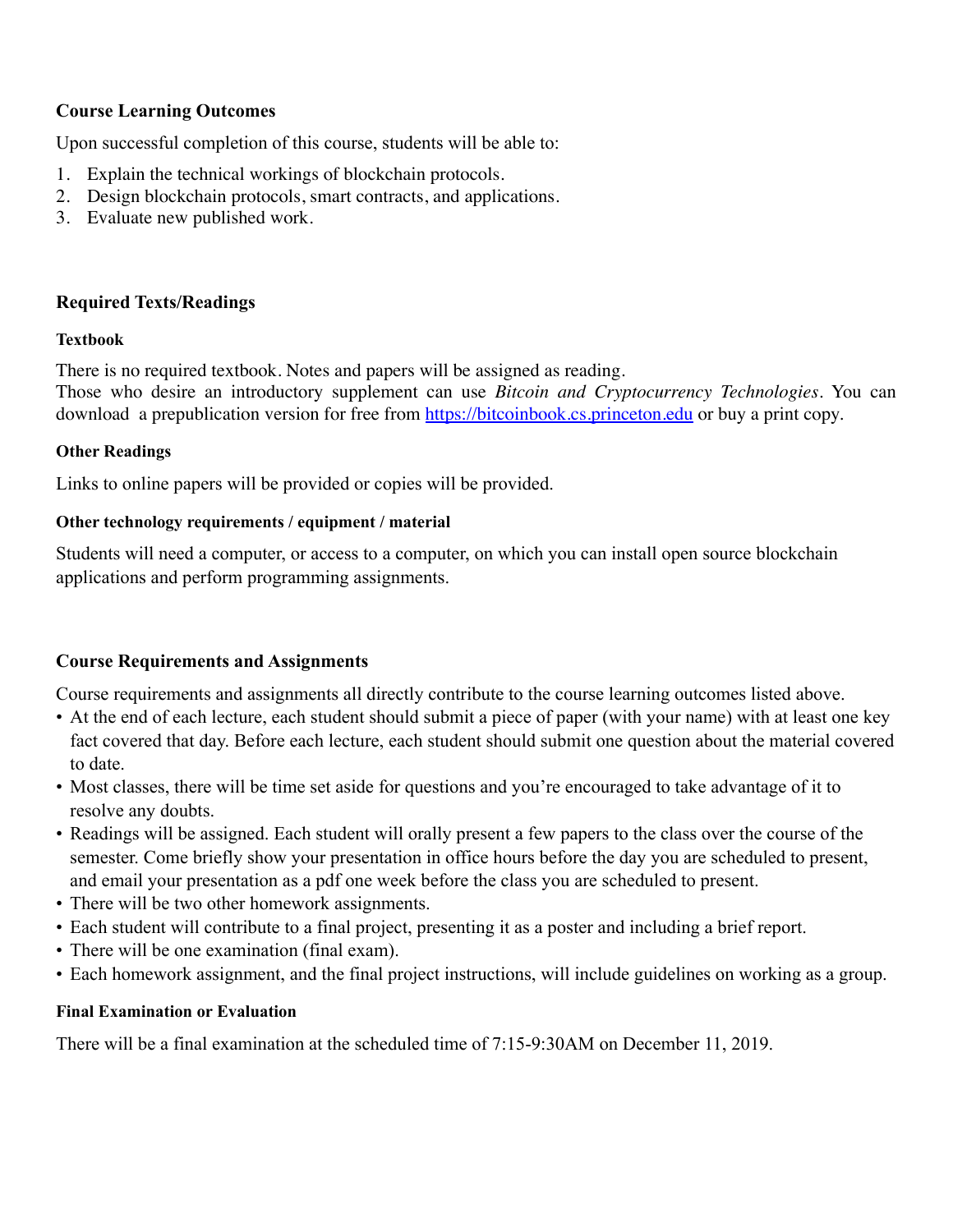## Course Learning Outcomes

Upon successful completion of this course, students will be able to:

1. Explain the technical workings of blockchain protocols.
2. Design blockchain protocols, smart contracts, and applications.
3. Evaluate new published work.

## Required Texts/Readings

### Textbook

There is no required textbook. Notes and papers will be assigned as reading.
Those who desire an introductory supplement can use *Bitcoin and Cryptocurrency Technologies*. You can download a prepublication version for free from [https://bitcoinbook.cs.princeton.edu](https://bitcoinbook.cs.princeton.edu) or buy a print copy.

### Other Readings

Links to online papers will be provided or copies will be provided.

### Other technology requirements / equipment / material

Students will need a computer, or access to a computer, on which you can install open source blockchain applications and perform programming assignments.

## Course Requirements and Assignments

Course requirements and assignments all directly contribute to the course learning outcomes listed above.

- At the end of each lecture, each student should submit a piece of paper (with your name) with at least one key fact covered that day. Before each lecture, each student should submit one question about the material covered to date.
- Most classes, there will be time set aside for questions and you're encouraged to take advantage of it to resolve any doubts.
- Readings will be assigned. Each student will orally present a few papers to the class over the course of the semester. Come briefly show your presentation in office hours before the day you are scheduled to present, and email your presentation as a pdf one week before the class you are scheduled to present.
- There will be two other homework assignments.
- Each student will contribute to a final project, presenting it as a poster and including a brief report.
- There will be one examination (final exam).
- Each homework assignment, and the final project instructions, will include guidelines on working as a group.

### Final Examination or Evaluation

There will be a final examination at the scheduled time of 7:15-9:30AM on December 11, 2019.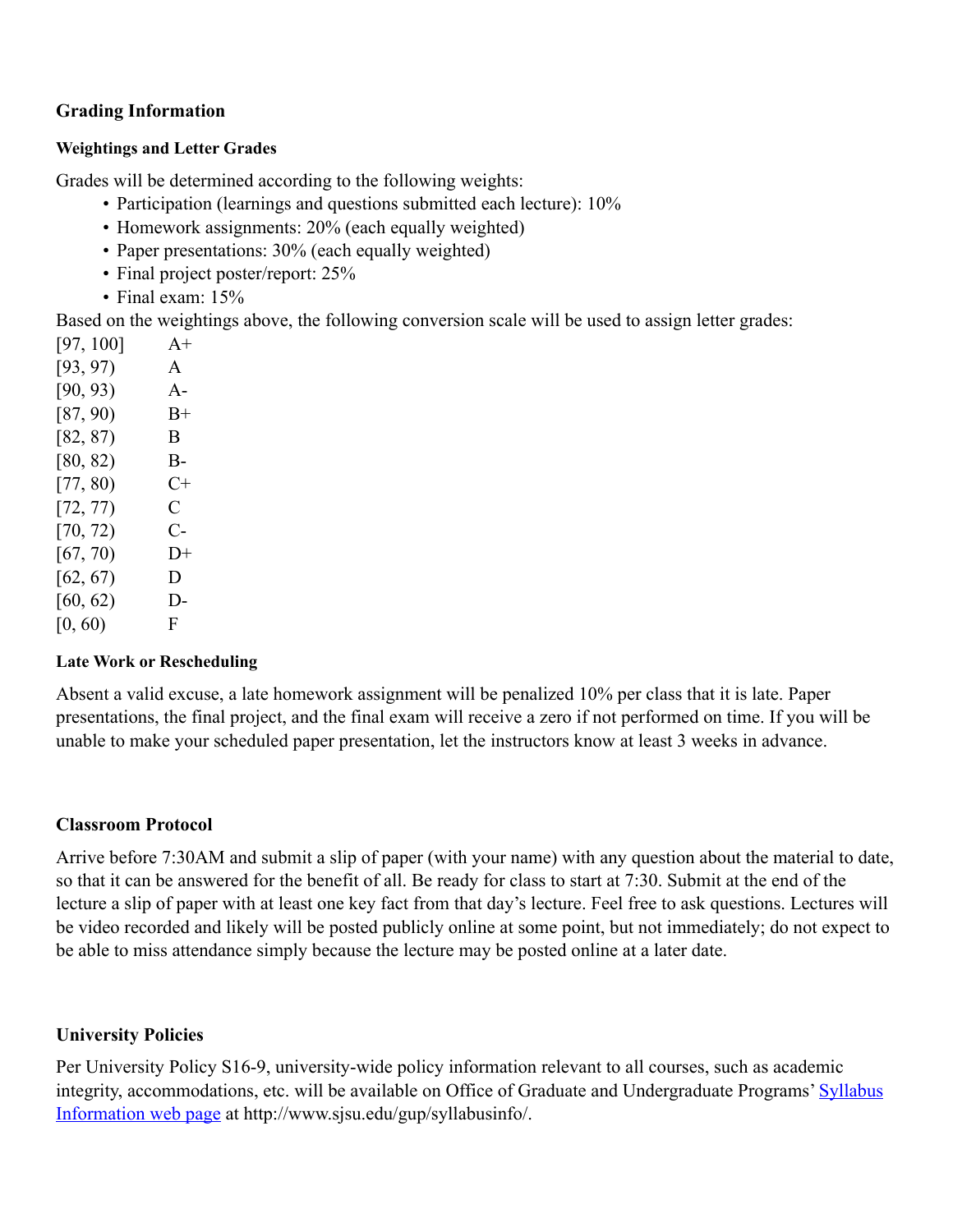## Grading Information

### Weightings and Letter Grades

Grades will be determined according to the following weights:

- Participation (learnings and questions submitted each lecture): 10%
- Homework assignments: 20% (each equally weighted)
- Paper presentations: 30% (each equally weighted)
- Final project poster/report: 25%
- Final exam: 15%

Based on the weightings above, the following conversion scale will be used to assign letter grades:

| | |
|---|---|
| [97, 100] | A+ |
| [93, 97) | A |
| [90, 93) | A- |
| [87, 90) | B+ |
| [82, 87) | B |
| [80, 82) | B- |
| [77, 80) | C+ |
| [72, 77) | C |
| [70, 72) | C- |
| [67, 70) | D+ |
| [62, 67) | D |
| [60, 62) | D- |
| [0, 60) | F |

### Late Work or Rescheduling

Absent a valid excuse, a late homework assignment will be penalized 10% per class that it is late. Paper presentations, the final project, and the final exam will receive a zero if not performed on time. If you will be unable to make your scheduled paper presentation, let the instructors know at least 3 weeks in advance.

## Classroom Protocol

Arrive before 7:30AM and submit a slip of paper (with your name) with any question about the material to date, so that it can be answered for the benefit of all. Be ready for class to start at 7:30. Submit at the end of the lecture a slip of paper with at least one key fact from that day's lecture. Feel free to ask questions. Lectures will be video recorded and likely will be posted publicly online at some point, but not immediately; do not expect to be able to miss attendance simply because the lecture may be posted online at a later date.

## University Policies

Per University Policy S16-9, university-wide policy information relevant to all courses, such as academic integrity, accommodations, etc. will be available on Office of Graduate and Undergraduate Programs' [Syllabus Information web page](http://www.sjsu.edu/gup/syllabusinfo/) at http://www.sjsu.edu/gup/syllabusinfo/.